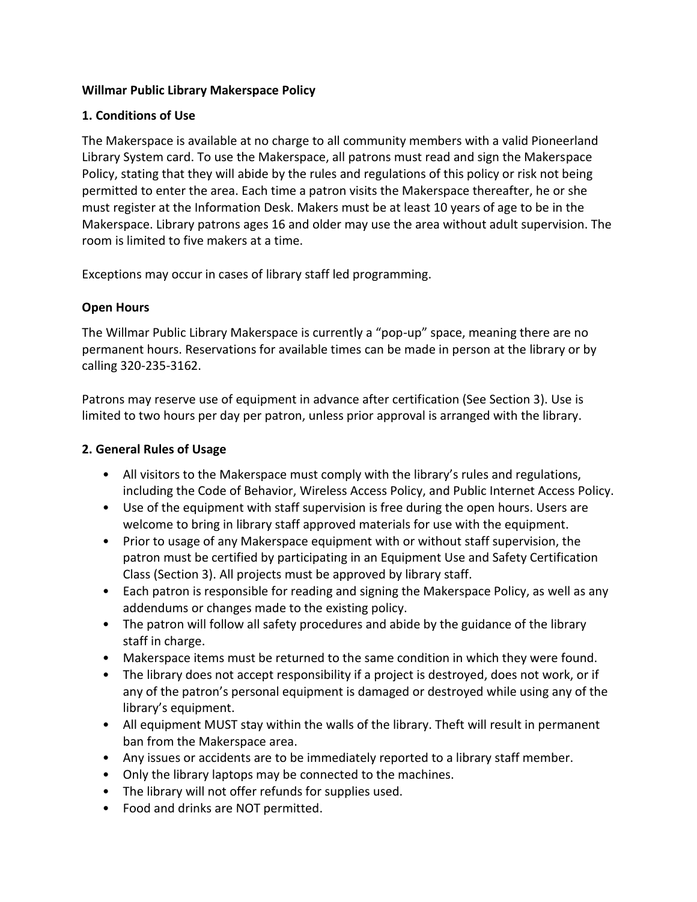**Willmar Public Library Makerspace Policy**

## 1. Conditions of Use

The Makerspace is available at no charge to all community members with a valid Pioneerland Library System card. To use the Makerspace, all patrons must read and sign the Makerspace Policy, stating that they will abide by the rules and regulations of this policy or risk not being permitted to enter the area. Each time a patron visits the Makerspace thereafter, he or she must register at the Information Desk. Makers must be at least 10 years of age to be in the Makerspace. Library patrons ages 16 and older may use the area without adult supervision. The room is limited to five makers at a time.

Exceptions may occur in cases of library staff led programming.

### Open Hours

The Willmar Public Library Makerspace is currently a "pop-up" space, meaning there are no permanent hours. Reservations for available times can be made in person at the library or by calling 320-235-3162.

Patrons may reserve use of equipment in advance after certification (See Section 3). Use is limited to two hours per day per patron, unless prior approval is arranged with the library.

## 2. General Rules of Usage

- All visitors to the Makerspace must comply with the library's rules and regulations, including the Code of Behavior, Wireless Access Policy, and Public Internet Access Policy.
- Use of the equipment with staff supervision is free during the open hours. Users are welcome to bring in library staff approved materials for use with the equipment.
- Prior to usage of any Makerspace equipment with or without staff supervision, the patron must be certified by participating in an Equipment Use and Safety Certification Class (Section 3). All projects must be approved by library staff.
- Each patron is responsible for reading and signing the Makerspace Policy, as well as any addendums or changes made to the existing policy.
- The patron will follow all safety procedures and abide by the guidance of the library staff in charge.
- Makerspace items must be returned to the same condition in which they were found.
- The library does not accept responsibility if a project is destroyed, does not work, or if any of the patron's personal equipment is damaged or destroyed while using any of the library's equipment.
- All equipment MUST stay within the walls of the library. Theft will result in permanent ban from the Makerspace area.
- Any issues or accidents are to be immediately reported to a library staff member.
- Only the library laptops may be connected to the machines.
- The library will not offer refunds for supplies used.
- Food and drinks are NOT permitted.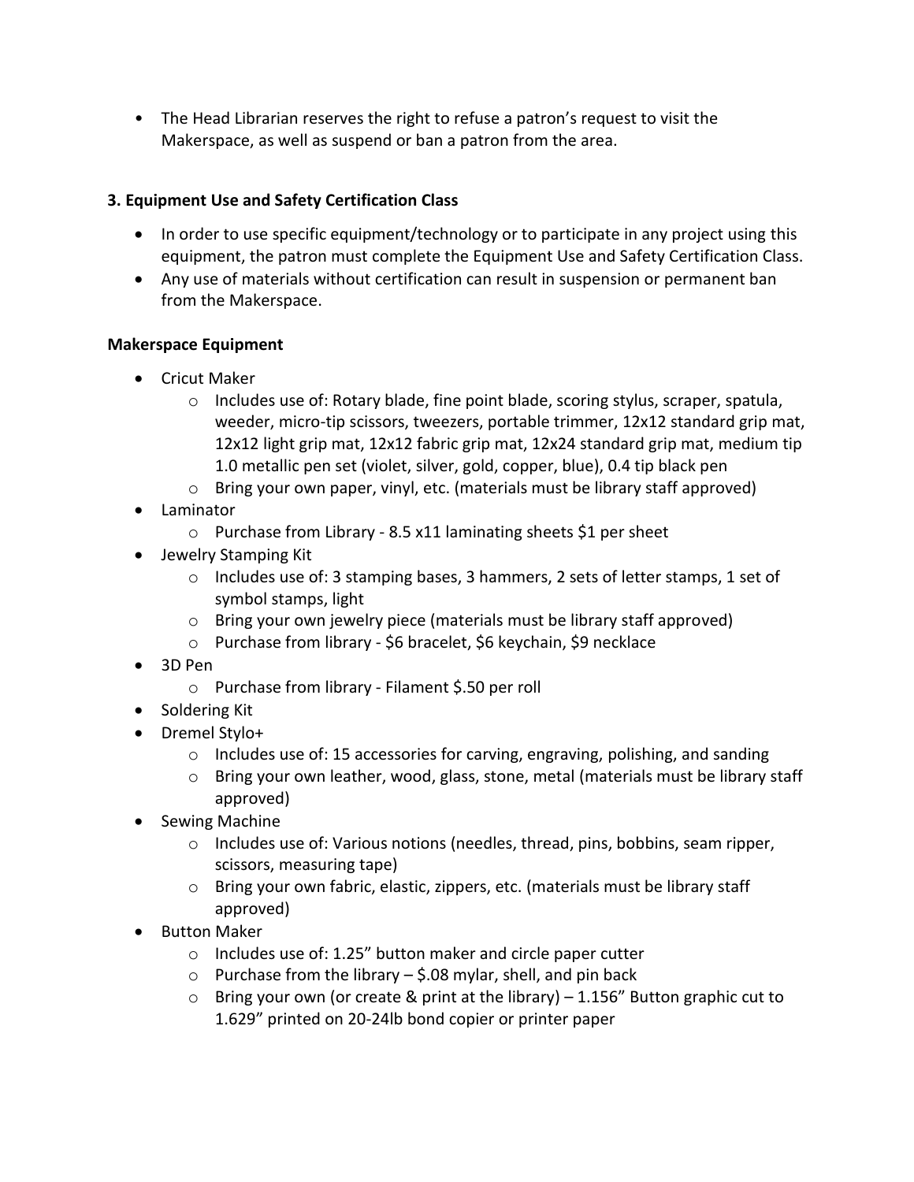- The Head Librarian reserves the right to refuse a patron's request to visit the Makerspace, as well as suspend or ban a patron from the area.

### 3. Equipment Use and Safety Certification Class

- In order to use specific equipment/technology or to participate in any project using this equipment, the patron must complete the Equipment Use and Safety Certification Class.
- Any use of materials without certification can result in suspension or permanent ban from the Makerspace.

### Makerspace Equipment

- Cricut Maker
  - Includes use of: Rotary blade, fine point blade, scoring stylus, scraper, spatula, weeder, micro-tip scissors, tweezers, portable trimmer, 12x12 standard grip mat, 12x12 light grip mat, 12x12 fabric grip mat, 12x24 standard grip mat, medium tip 1.0 metallic pen set (violet, silver, gold, copper, blue), 0.4 tip black pen
  - Bring your own paper, vinyl, etc. (materials must be library staff approved)
- Laminator
  - Purchase from Library - 8.5 x11 laminating sheets $1 per sheet
- Jewelry Stamping Kit
  - Includes use of: 3 stamping bases, 3 hammers, 2 sets of letter stamps, 1 set of symbol stamps, light
  - Bring your own jewelry piece (materials must be library staff approved)
  - Purchase from library - $6 bracelet, $6 keychain, $9 necklace
- 3D Pen
  - Purchase from library - Filament $.50 per roll
- Soldering Kit
- Dremel Stylo+
  - Includes use of: 15 accessories for carving, engraving, polishing, and sanding
  - Bring your own leather, wood, glass, stone, metal (materials must be library staff approved)
- Sewing Machine
  - Includes use of: Various notions (needles, thread, pins, bobbins, seam ripper, scissors, measuring tape)
  - Bring your own fabric, elastic, zippers, etc. (materials must be library staff approved)
- Button Maker
  - Includes use of: 1.25" button maker and circle paper cutter
  - Purchase from the library – $.08 mylar, shell, and pin back
  - Bring your own (or create & print at the library) – 1.156" Button graphic cut to 1.629" printed on 20-24lb bond copier or printer paper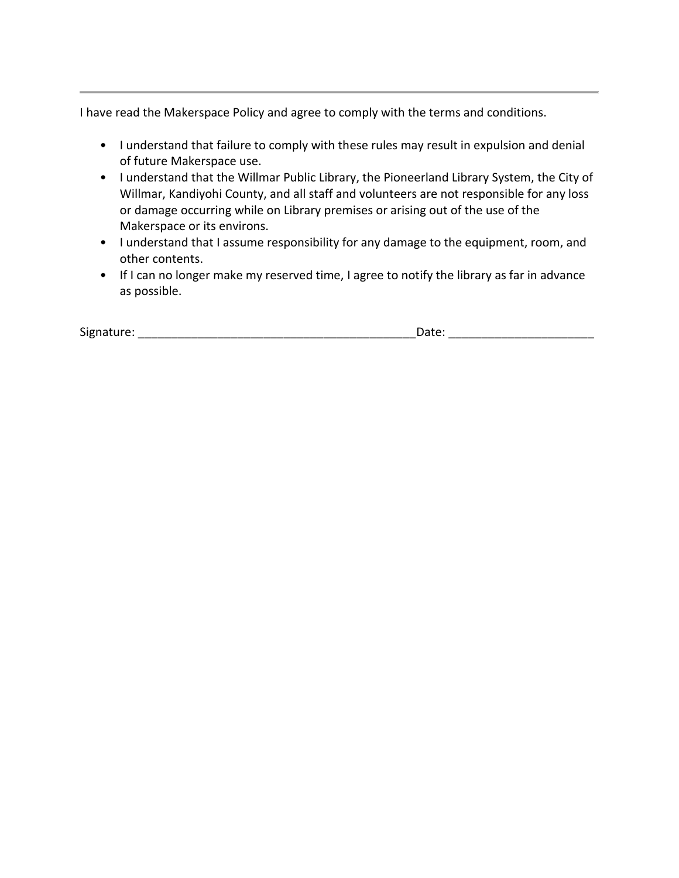---

I have read the Makerspace Policy and agree to comply with the terms and conditions.

- I understand that failure to comply with these rules may result in expulsion and denial of future Makerspace use.
- I understand that the Willmar Public Library, the Pioneerland Library System, the City of Willmar, Kandiyohi County, and all staff and volunteers are not responsible for any loss or damage occurring while on Library premises or arising out of the use of the Makerspace or its environs.
- I understand that I assume responsibility for any damage to the equipment, room, and other contents.
- If I can no longer make my reserved time, I agree to notify the library as far in advance as possible.

Signature: __________________________________________Date: _____________________